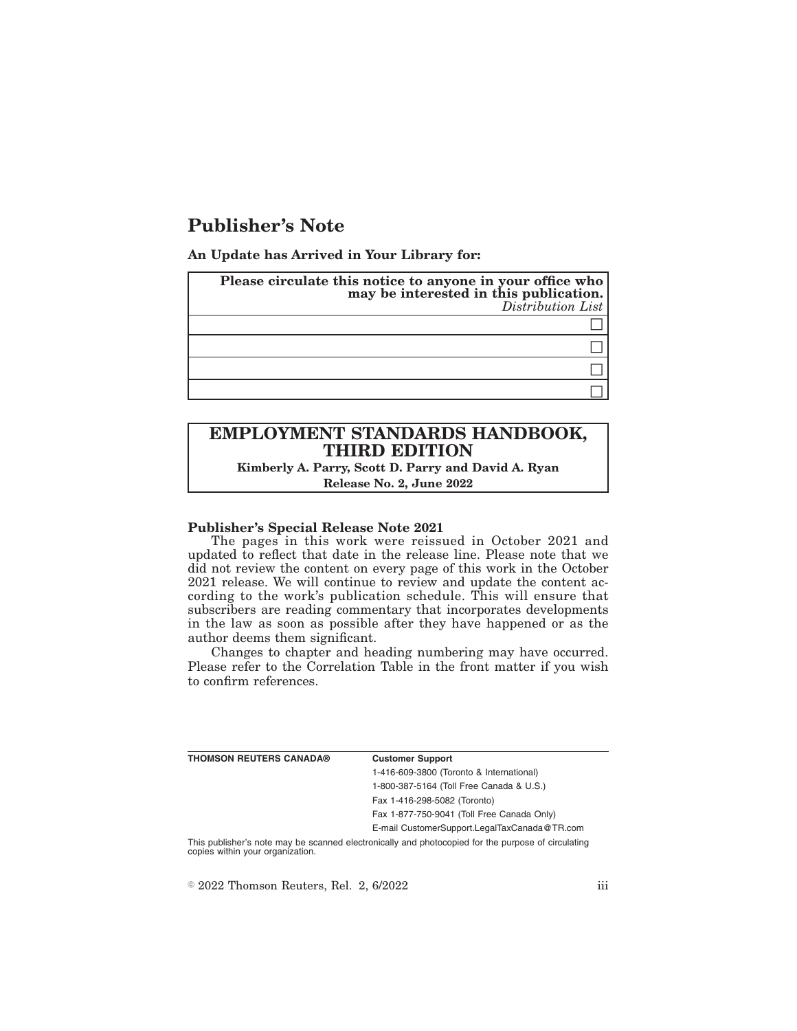# Publisher's Note

**An Update has Arrived in Your Library for:**

| **Please circulate this notice to anyone in your office who may be interested in this publication.** *Distribution List* |
|---|
| ☐ |
| ☐ |
| ☐ |
| ☐ |

## EMPLOYMENT STANDARDS HANDBOOK, THIRD EDITION

**Kimberly A. Parry, Scott D. Parry and David A. Ryan**

**Release No. 2, June 2022**

**Publisher's Special Release Note 2021**

The pages in this work were reissued in October 2021 and updated to reflect that date in the release line. Please note that we did not review the content on every page of this work in the October 2021 release. We will continue to review and update the content according to the work's publication schedule. This will ensure that subscribers are reading commentary that incorporates developments in the law as soon as possible after they have happened or as the author deems them significant.

Changes to chapter and heading numbering may have occurred. Please refer to the Correlation Table in the front matter if you wish to confirm references.

**THOMSON REUTERS CANADA®**

**Customer Support**

1-416-609-3800 (Toronto & International)

1-800-387-5164 (Toll Free Canada & U.S.)

Fax 1-416-298-5082 (Toronto)

Fax 1-877-750-9041 (Toll Free Canada Only)

E-mail CustomerSupport.LegalTaxCanada@TR.com

This publisher's note may be scanned electronically and photocopied for the purpose of circulating copies within your organization.

© 2022 Thomson Reuters, Rel. 2, 6/2022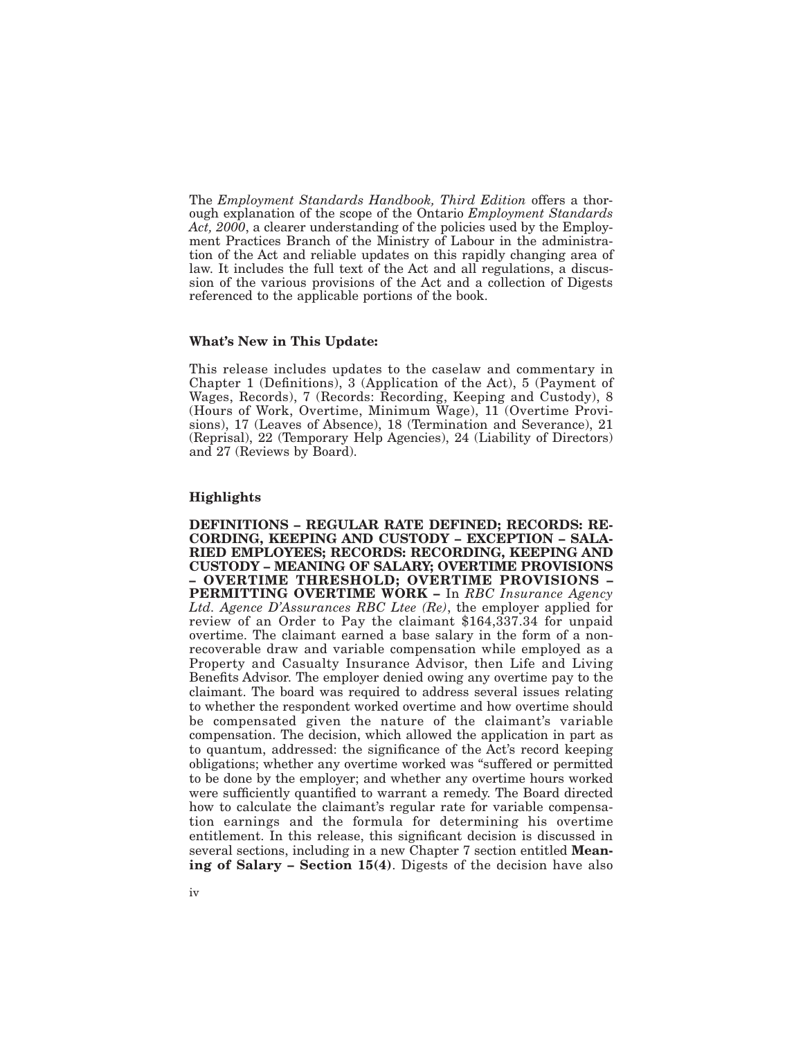The *Employment Standards Handbook, Third Edition* offers a thorough explanation of the scope of the Ontario *Employment Standards Act, 2000*, a clearer understanding of the policies used by the Employment Practices Branch of the Ministry of Labour in the administration of the Act and reliable updates on this rapidly changing area of law. It includes the full text of the Act and all regulations, a discussion of the various provisions of the Act and a collection of Digests referenced to the applicable portions of the book.

**What's New in This Update:**

This release includes updates to the caselaw and commentary in Chapter 1 (Definitions), 3 (Application of the Act), 5 (Payment of Wages, Records), 7 (Records: Recording, Keeping and Custody), 8 (Hours of Work, Overtime, Minimum Wage), 11 (Overtime Provisions), 17 (Leaves of Absence), 18 (Termination and Severance), 21 (Reprisal), 22 (Temporary Help Agencies), 24 (Liability of Directors) and 27 (Reviews by Board).

**Highlights**

**DEFINITIONS – REGULAR RATE DEFINED; RECORDS: RECORDING, KEEPING AND CUSTODY – EXCEPTION – SALARIED EMPLOYEES; RECORDS: RECORDING, KEEPING AND CUSTODY – MEANING OF SALARY; OVERTIME PROVISIONS – OVERTIME THRESHOLD; OVERTIME PROVISIONS – PERMITTING OVERTIME WORK –** In *RBC Insurance Agency Ltd. Agence D'Assurances RBC Ltee (Re)*, the employer applied for review of an Order to Pay the claimant $164,337.34 for unpaid overtime. The claimant earned a base salary in the form of a non-recoverable draw and variable compensation while employed as a Property and Casualty Insurance Advisor, then Life and Living Benefits Advisor. The employer denied owing any overtime pay to the claimant. The board was required to address several issues relating to whether the respondent worked overtime and how overtime should be compensated given the nature of the claimant's variable compensation. The decision, which allowed the application in part as to quantum, addressed: the significance of the Act's record keeping obligations; whether any overtime worked was "suffered or permitted to be done by the employer; and whether any overtime hours worked were sufficiently quantified to warrant a remedy. The Board directed how to calculate the claimant's regular rate for variable compensation earnings and the formula for determining his overtime entitlement. In this release, this significant decision is discussed in several sections, including in a new Chapter 7 section entitled **Meaning of Salary – Section 15(4)**. Digests of the decision have also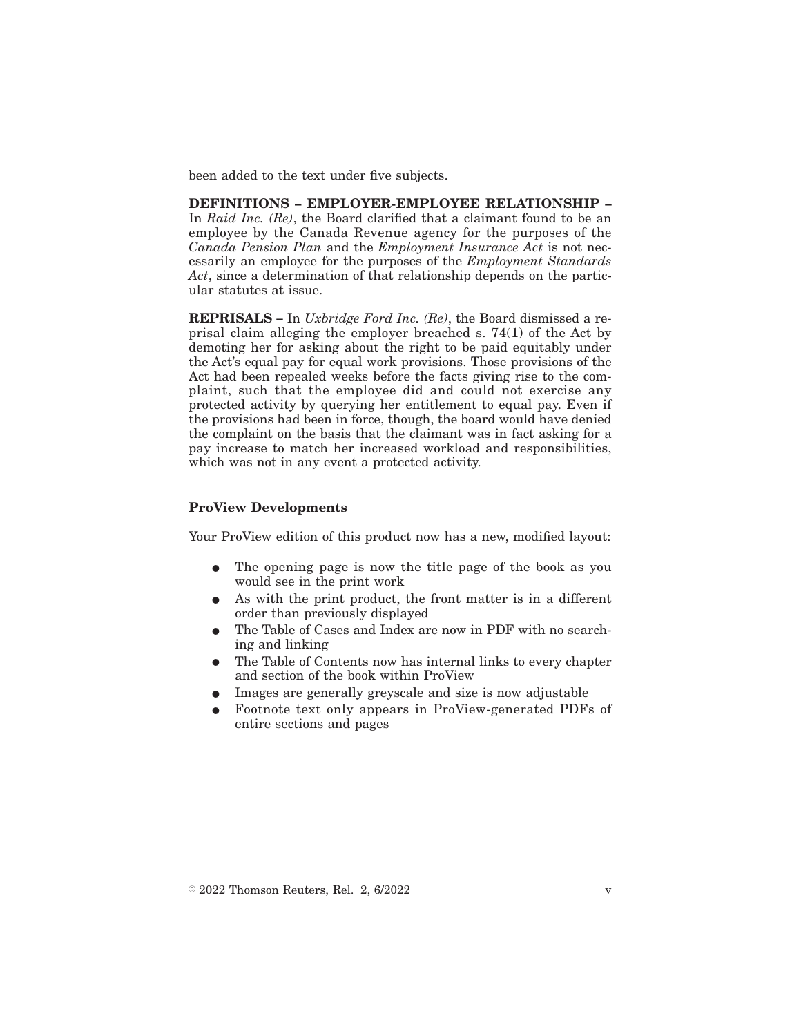been added to the text under five subjects.

**DEFINITIONS – EMPLOYER-EMPLOYEE RELATIONSHIP –** In *Raid Inc. (Re)*, the Board clarified that a claimant found to be an employee by the Canada Revenue agency for the purposes of the *Canada Pension Plan* and the *Employment Insurance Act* is not necessarily an employee for the purposes of the *Employment Standards Act*, since a determination of that relationship depends on the particular statutes at issue.

**REPRISALS –** In *Uxbridge Ford Inc. (Re)*, the Board dismissed a reprisal claim alleging the employer breached s. 74(1) of the Act by demoting her for asking about the right to be paid equitably under the Act's equal pay for equal work provisions. Those provisions of the Act had been repealed weeks before the facts giving rise to the complaint, such that the employee did and could not exercise any protected activity by querying her entitlement to equal pay. Even if the provisions had been in force, though, the board would have denied the complaint on the basis that the claimant was in fact asking for a pay increase to match her increased workload and responsibilities, which was not in any event a protected activity.

### ProView Developments

Your ProView edition of this product now has a new, modified layout:

- The opening page is now the title page of the book as you would see in the print work
- As with the print product, the front matter is in a different order than previously displayed
- The Table of Cases and Index are now in PDF with no searching and linking
- The Table of Contents now has internal links to every chapter and section of the book within ProView
- Images are generally greyscale and size is now adjustable
- Footnote text only appears in ProView-generated PDFs of entire sections and pages